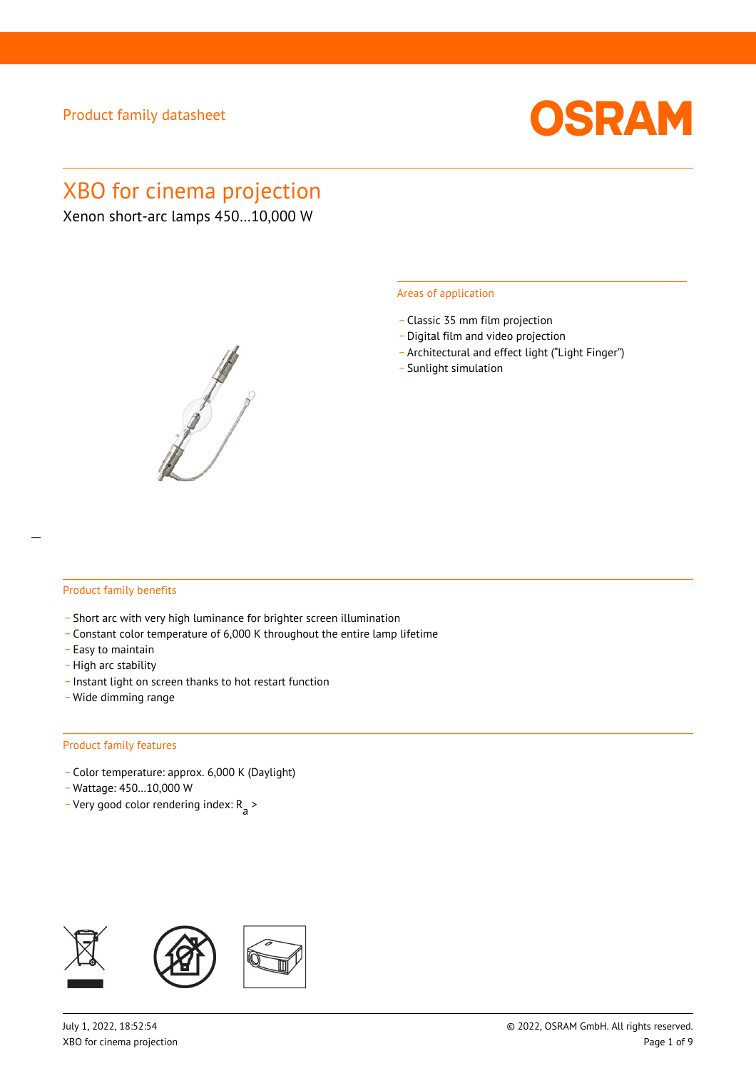Product family datasheet

# XBO for cinema projection

Xenon short-arc lamps 450...10,000 W

## Areas of application

- Classic 35 mm film projection
- Digital film and video projection
- Architectural and effect light ("Light Finger")
- Sunlight simulation

## Product family benefits

- Short arc with very high luminance for brighter screen illumination
- Constant color temperature of 6,000 K throughout the entire lamp lifetime
- Easy to maintain
- High arc stability
- Instant light on screen thanks to hot restart function
- Wide dimming range

## Product family features

- Color temperature: approx. 6,000 K (Daylight)
- Wattage: 450...10,000 W
- Very good color rendering index: $R_a$ >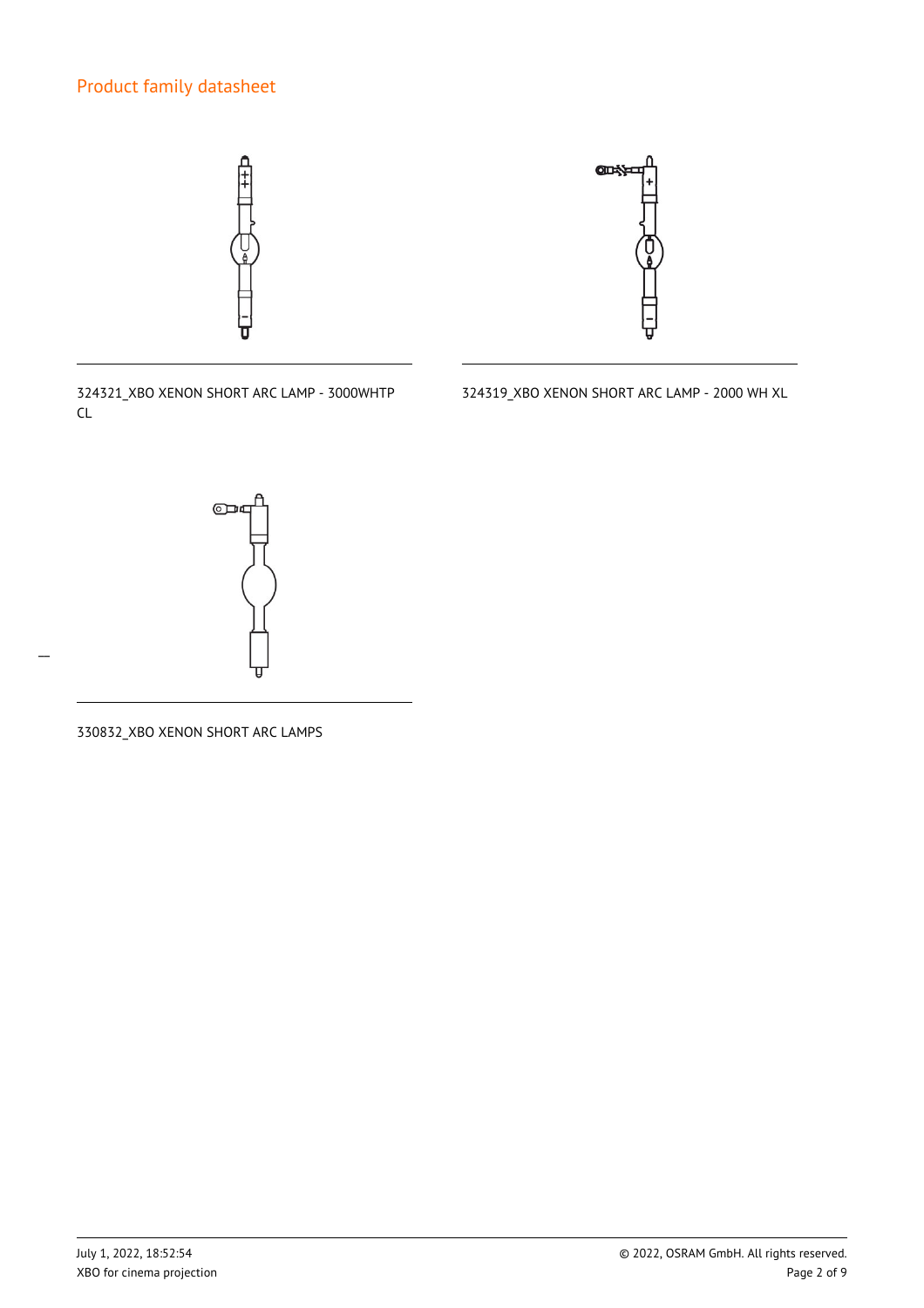324321_XBO XENON SHORT ARC LAMP - 3000WHTP CL

324319_XBO XENON SHORT ARC LAMP - 2000 WH XL

330832_XBO XENON SHORT ARC LAMPS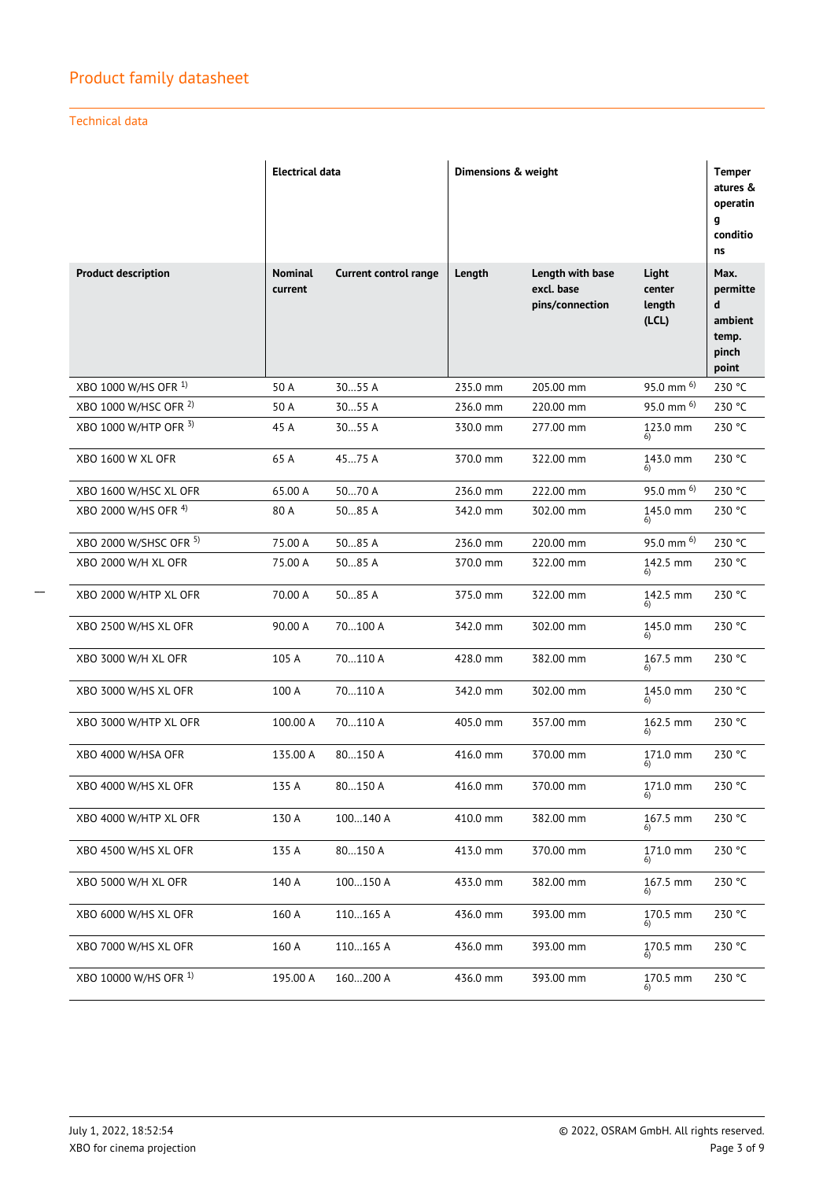## Product family datasheet

### Technical data

| | Electrical data | | Dimensions & weight | | | Temperatures & operating conditions |
|---|---|---|---|---|---|---|
| **Product description** | **Nominal current** | **Current control range** | **Length** | **Length with base excl. base pins/connection** | **Light center length (LCL)** | **Max. permitted ambient temp. pinch point** |
| XBO 1000 W/HS OFR [1] | 50 A | 30…55 A | 235.0 mm | 205.00 mm | 95.0 mm [6] | 230 °C |
| XBO 1000 W/HSC OFR [2] | 50 A | 30…55 A | 236.0 mm | 220.00 mm | 95.0 mm [6] | 230 °C |
| XBO 1000 W/HTP OFR [3] | 45 A | 30…55 A | 330.0 mm | 277.00 mm | 123.0 mm [6] | 230 °C |
| XBO 1600 W XL OFR | 65 A | 45…75 A | 370.0 mm | 322.00 mm | 143.0 mm [6] | 230 °C |
| XBO 1600 W/HSC XL OFR | 65.00 A | 50…70 A | 236.0 mm | 222.00 mm | 95.0 mm [6] | 230 °C |
| XBO 2000 W/HS OFR [4] | 80 A | 50…85 A | 342.0 mm | 302.00 mm | 145.0 mm [6] | 230 °C |
| XBO 2000 W/SHSC OFR [5] | 75.00 A | 50…85 A | 236.0 mm | 220.00 mm | 95.0 mm [6] | 230 °C |
| XBO 2000 W/H XL OFR | 75.00 A | 50…85 A | 370.0 mm | 322.00 mm | 142.5 mm [6] | 230 °C |
| XBO 2000 W/HTP XL OFR | 70.00 A | 50…85 A | 375.0 mm | 322.00 mm | 142.5 mm [6] | 230 °C |
| XBO 2500 W/HS XL OFR | 90.00 A | 70…100 A | 342.0 mm | 302.00 mm | 145.0 mm [6] | 230 °C |
| XBO 3000 W/H XL OFR | 105 A | 70…110 A | 428.0 mm | 382.00 mm | 167.5 mm [6] | 230 °C |
| XBO 3000 W/HS XL OFR | 100 A | 70…110 A | 342.0 mm | 302.00 mm | 145.0 mm [6] | 230 °C |
| XBO 3000 W/HTP XL OFR | 100.00 A | 70…110 A | 405.0 mm | 357.00 mm | 162.5 mm [6] | 230 °C |
| XBO 4000 W/HSA OFR | 135.00 A | 80…150 A | 416.0 mm | 370.00 mm | 171.0 mm [6] | 230 °C |
| XBO 4000 W/HS XL OFR | 135 A | 80…150 A | 416.0 mm | 370.00 mm | 171.0 mm [6] | 230 °C |
| XBO 4000 W/HTP XL OFR | 130 A | 100…140 A | 410.0 mm | 382.00 mm | 167.5 mm [6] | 230 °C |
| XBO 4500 W/HS XL OFR | 135 A | 80…150 A | 413.0 mm | 370.00 mm | 171.0 mm [6] | 230 °C |
| XBO 5000 W/H XL OFR | 140 A | 100…150 A | 433.0 mm | 382.00 mm | 167.5 mm [6] | 230 °C |
| XBO 6000 W/HS XL OFR | 160 A | 110…165 A | 436.0 mm | 393.00 mm | 170.5 mm [6] | 230 °C |
| XBO 7000 W/HS XL OFR | 160 A | 110…165 A | 436.0 mm | 393.00 mm | 170.5 mm [6] | 230 °C |
| XBO 10000 W/HS OFR [1] | 195.00 A | 160…200 A | 436.0 mm | 393.00 mm | 170.5 mm [6] | 230 °C |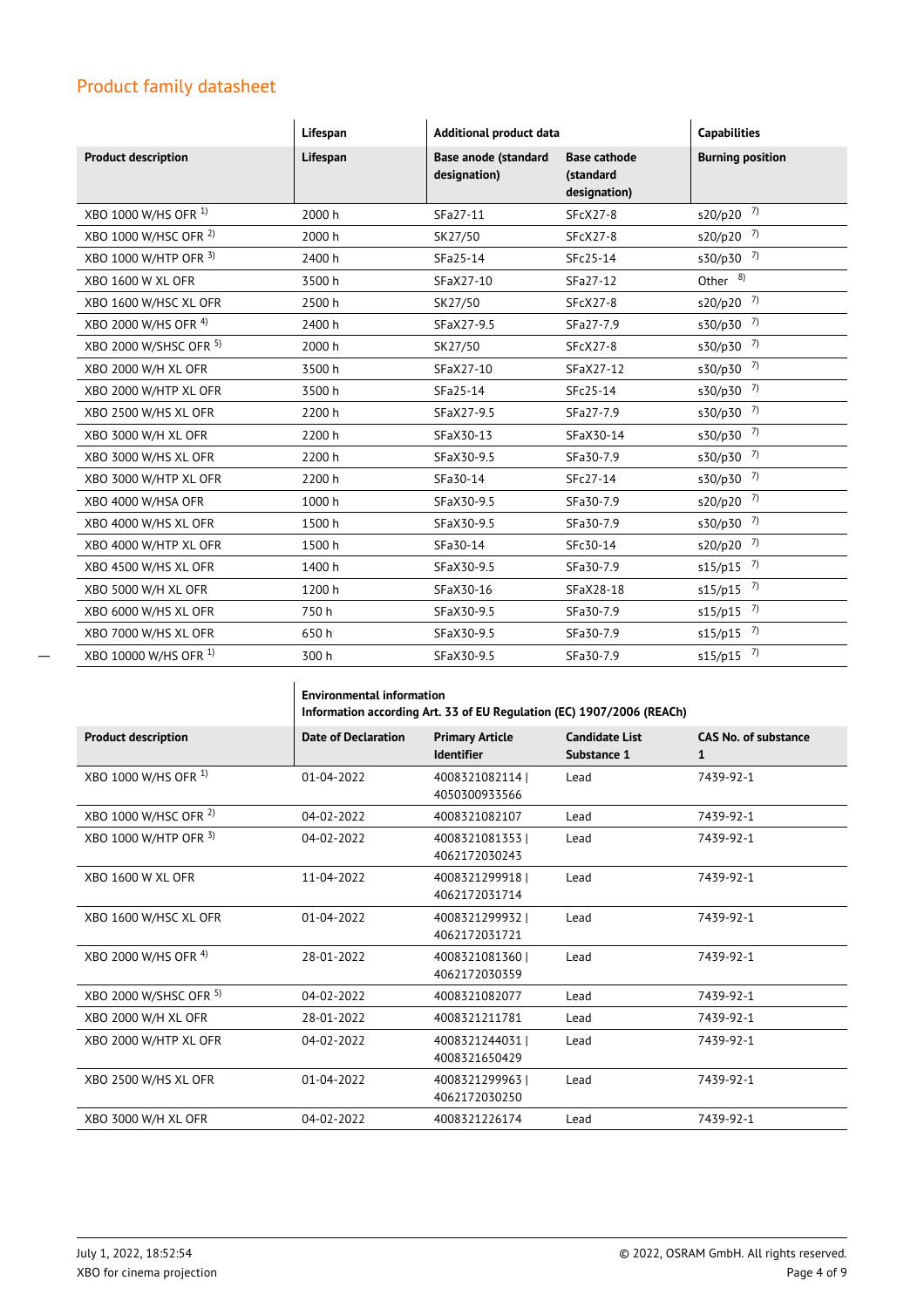## Product family datasheet

| | Lifespan | Additional product data | | Capabilities |
|---|---|---|---|---|
| **Product description** | **Lifespan** | **Base anode (standard designation)** | **Base cathode (standard designation)** | **Burning position** |
| XBO 1000 W/HS OFR [1] | 2000 h | SFa27-11 | SFcX27-8 | s20/p20 [7] |
| XBO 1000 W/HSC OFR [2] | 2000 h | SK27/50 | SFcX27-8 | s20/p20 [7] |
| XBO 1000 W/HTP OFR [3] | 2400 h | SFa25-14 | SFc25-14 | s30/p30 [7] |
| XBO 1600 W XL OFR | 3500 h | SFaX27-10 | SFa27-12 | Other [8] |
| XBO 1600 W/HSC XL OFR | 2500 h | SK27/50 | SFcX27-8 | s20/p20 [7] |
| XBO 2000 W/HS OFR [4] | 2400 h | SFaX27-9.5 | SFa27-7.9 | s30/p30 [7] |
| XBO 2000 W/SHSC OFR [5] | 2000 h | SK27/50 | SFcX27-8 | s30/p30 [7] |
| XBO 2000 W/H XL OFR | 3500 h | SFaX27-10 | SFaX27-12 | s30/p30 [7] |
| XBO 2000 W/HTP XL OFR | 3500 h | SFa25-14 | SFc25-14 | s30/p30 [7] |
| XBO 2500 W/HS XL OFR | 2200 h | SFaX27-9.5 | SFa27-7.9 | s30/p30 [7] |
| XBO 3000 W/H XL OFR | 2200 h | SFaX30-13 | SFaX30-14 | s30/p30 [7] |
| XBO 3000 W/HS XL OFR | 2200 h | SFaX30-9.5 | SFa30-7.9 | s30/p30 [7] |
| XBO 3000 W/HTP XL OFR | 2200 h | SFa30-14 | SFc27-14 | s30/p30 [7] |
| XBO 4000 W/HSA OFR | 1000 h | SFaX30-9.5 | SFa30-7.9 | s20/p20 [7] |
| XBO 4000 W/HS XL OFR | 1500 h | SFaX30-9.5 | SFa30-7.9 | s30/p30 [7] |
| XBO 4000 W/HTP XL OFR | 1500 h | SFa30-14 | SFc30-14 | s20/p20 [7] |
| XBO 4500 W/HS XL OFR | 1400 h | SFaX30-9.5 | SFa30-7.9 | s15/p15 [7] |
| XBO 5000 W/H XL OFR | 1200 h | SFaX30-16 | SFaX28-18 | s15/p15 [7] |
| XBO 6000 W/HS XL OFR | 750 h | SFaX30-9.5 | SFa30-7.9 | s15/p15 [7] |
| XBO 7000 W/HS XL OFR | 650 h | SFaX30-9.5 | SFa30-7.9 | s15/p15 [7] |
| XBO 10000 W/HS OFR [1] | 300 h | SFaX30-9.5 | SFa30-7.9 | s15/p15 [7] |

| | Environmental information<br>Information according Art. 33 of EU Regulation (EC) 1907/2006 (REACh) | | | |
|---|---|---|---|---|
| **Product description** | **Date of Declaration** | **Primary Article Identifier** | **Candidate List Substance 1** | **CAS No. of substance 1** |
| XBO 1000 W/HS OFR [1] | 01-04-2022 | 4008321082114 \| 4050300933566 | Lead | 7439-92-1 |
| XBO 1000 W/HSC OFR [2] | 04-02-2022 | 4008321082107 | Lead | 7439-92-1 |
| XBO 1000 W/HTP OFR [3] | 04-02-2022 | 4008321081353 \| 4062172030243 | Lead | 7439-92-1 |
| XBO 1600 W XL OFR | 11-04-2022 | 4008321299918 \| 4062172031714 | Lead | 7439-92-1 |
| XBO 1600 W/HSC XL OFR | 01-04-2022 | 4008321299932 \| 4062172031721 | Lead | 7439-92-1 |
| XBO 2000 W/HS OFR [4] | 28-01-2022 | 4008321081360 \| 4062172030359 | Lead | 7439-92-1 |
| XBO 2000 W/SHSC OFR [5] | 04-02-2022 | 4008321082077 | Lead | 7439-92-1 |
| XBO 2000 W/H XL OFR | 28-01-2022 | 4008321211781 | Lead | 7439-92-1 |
| XBO 2000 W/HTP XL OFR | 04-02-2022 | 4008321244031 \| 4008321650429 | Lead | 7439-92-1 |
| XBO 2500 W/HS XL OFR | 01-04-2022 | 4008321299963 \| 4062172030250 | Lead | 7439-92-1 |
| XBO 3000 W/H XL OFR | 04-02-2022 | 4008321226174 | Lead | 7439-92-1 |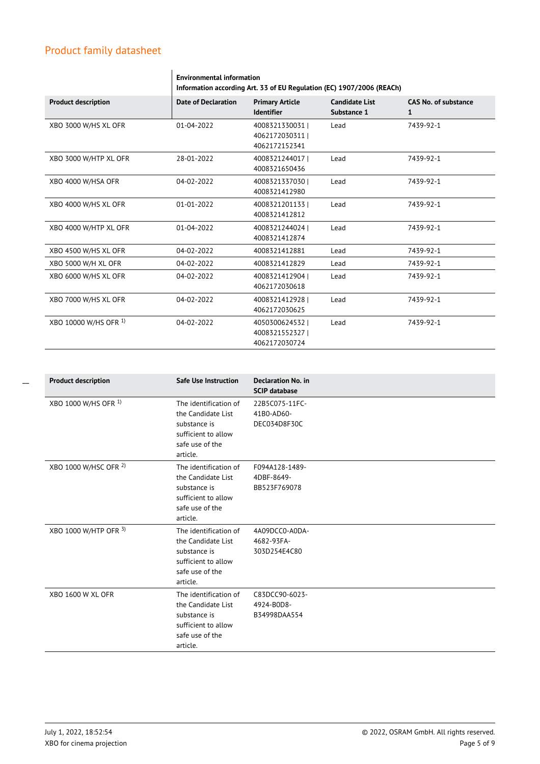| Product description | Environmental information<br>Information according Art. 33 of EU Regulation (EC) 1907/2006 (REACh) | | | |
|---|---|---|---|---|
| | **Date of Declaration** | **Primary Article Identifier** | **Candidate List Substance 1** | **CAS No. of substance 1** |
| XBO 3000 W/HS XL OFR | 01-04-2022 | 4008321330031 \| 4062172030311 \| 4062172152341 | Lead | 7439-92-1 |
| XBO 3000 W/HTP XL OFR | 28-01-2022 | 4008321244017 \| 4008321650436 | Lead | 7439-92-1 |
| XBO 4000 W/HSA OFR | 04-02-2022 | 4008321337030 \| 4008321412980 | Lead | 7439-92-1 |
| XBO 4000 W/HS XL OFR | 01-01-2022 | 4008321201133 \| 4008321412812 | Lead | 7439-92-1 |
| XBO 4000 W/HTP XL OFR | 01-04-2022 | 4008321244024 \| 4008321412874 | Lead | 7439-92-1 |
| XBO 4500 W/HS XL OFR | 04-02-2022 | 4008321412881 | Lead | 7439-92-1 |
| XBO 5000 W/H XL OFR | 04-02-2022 | 4008321412829 | Lead | 7439-92-1 |
| XBO 6000 W/HS XL OFR | 04-02-2022 | 4008321412904 \| 4062172030618 | Lead | 7439-92-1 |
| XBO 7000 W/HS XL OFR | 04-02-2022 | 4008321412928 \| 4062172030625 | Lead | 7439-92-1 |
| XBO 10000 W/HS OFR [1] | 04-02-2022 | 4050300624532 \| 4008321552327 \| 4062172030724 | Lead | 7439-92-1 |

| Product description | Safe Use Instruction | Declaration No. in SCIP database |
|---|---|---|
| XBO 1000 W/HS OFR [1] | The identification of the Candidate List substance is sufficient to allow safe use of the article. | 22B5C075-11FC-41B0-AD60-DEC034D8F30C |
| XBO 1000 W/HSC OFR [2] | The identification of the Candidate List substance is sufficient to allow safe use of the article. | F094A128-1489-4DBF-8649-BB523F769078 |
| XBO 1000 W/HTP OFR [3] | The identification of the Candidate List substance is sufficient to allow safe use of the article. | 4A09DCC0-A0DA-4682-93FA-303D254E4C80 |
| XBO 1600 W XL OFR | The identification of the Candidate List substance is sufficient to allow safe use of the article. | C83DCC90-6023-4924-B0D8-B34998DAA554 |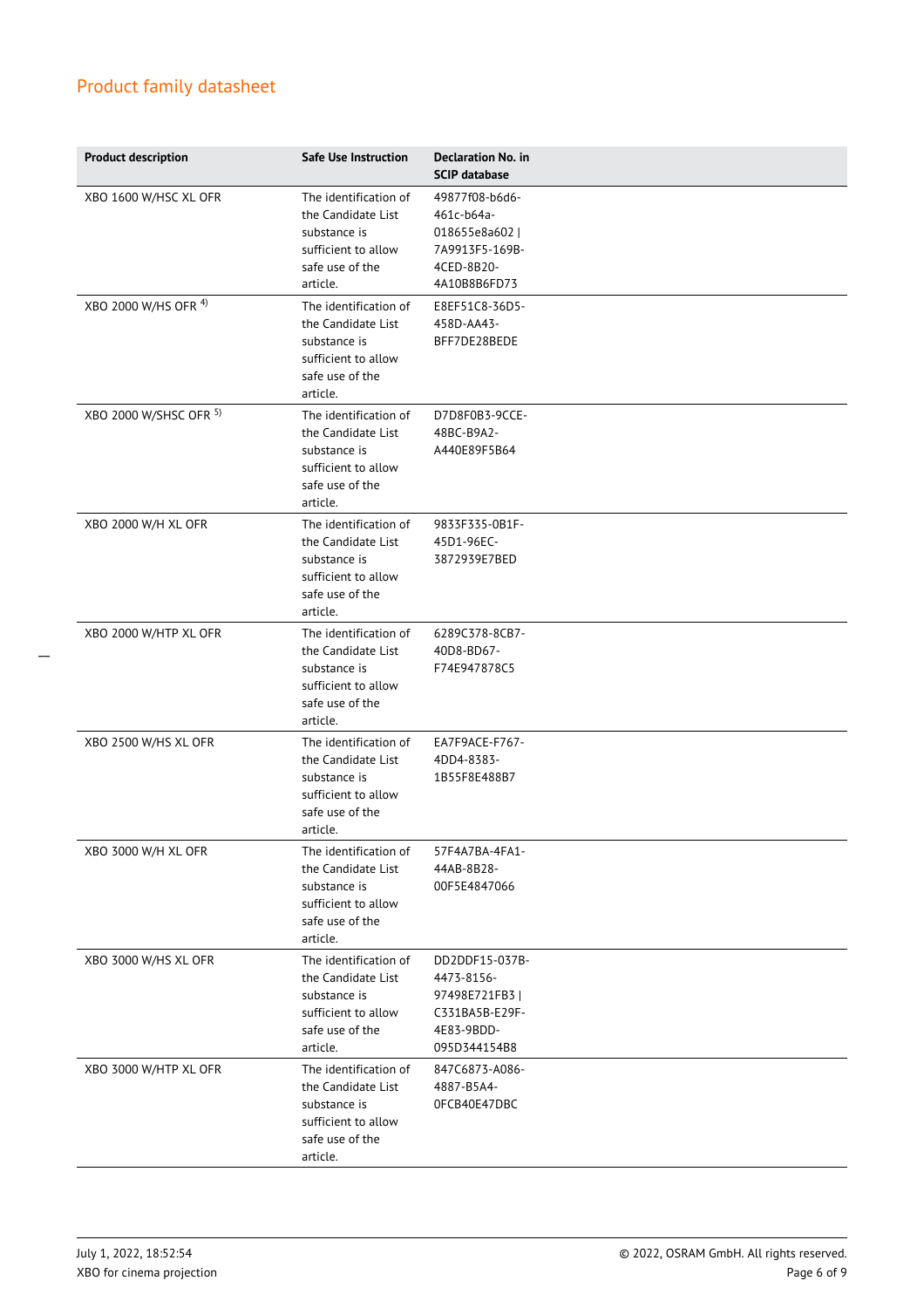| Product description | Safe Use Instruction | Declaration No. in SCIP database |
|---|---|---|
| XBO 1600 W/HSC XL OFR | The identification of the Candidate List substance is sufficient to allow safe use of the article. | 49877f08-b6d6-461c-b64a-018655e8a602 \| 7A9913F5-169B-4CED-8B20-4A10B8B6FD73 |
| XBO 2000 W/HS OFR [4] | The identification of the Candidate List substance is sufficient to allow safe use of the article. | E8EF51C8-36D5-458D-AA43-BFF7DE28BEDE |
| XBO 2000 W/SHSC OFR [5] | The identification of the Candidate List substance is sufficient to allow safe use of the article. | D7D8F0B3-9CCE-48BC-B9A2-A440E89F5B64 |
| XBO 2000 W/H XL OFR | The identification of the Candidate List substance is sufficient to allow safe use of the article. | 9833F335-0B1F-45D1-96EC-3872939E7BED |
| XBO 2000 W/HTP XL OFR | The identification of the Candidate List substance is sufficient to allow safe use of the article. | 6289C378-8CB7-40D8-BD67-F74E947878C5 |
| XBO 2500 W/HS XL OFR | The identification of the Candidate List substance is sufficient to allow safe use of the article. | EA7F9ACE-F767-4DD4-8383-1B55F8E488B7 |
| XBO 3000 W/H XL OFR | The identification of the Candidate List substance is sufficient to allow safe use of the article. | 57F4A7BA-4FA1-44AB-8B28-00F5E4847066 |
| XBO 3000 W/HS XL OFR | The identification of the Candidate List substance is sufficient to allow safe use of the article. | DD2DDF15-037B-4473-8156-97498E721FB3 \| C331BA5B-E29F-4E83-9BDD-095D344154B8 |
| XBO 3000 W/HTP XL OFR | The identification of the Candidate List substance is sufficient to allow safe use of the article. | 847C6873-A086-4887-B5A4-0FCB40E47DBC |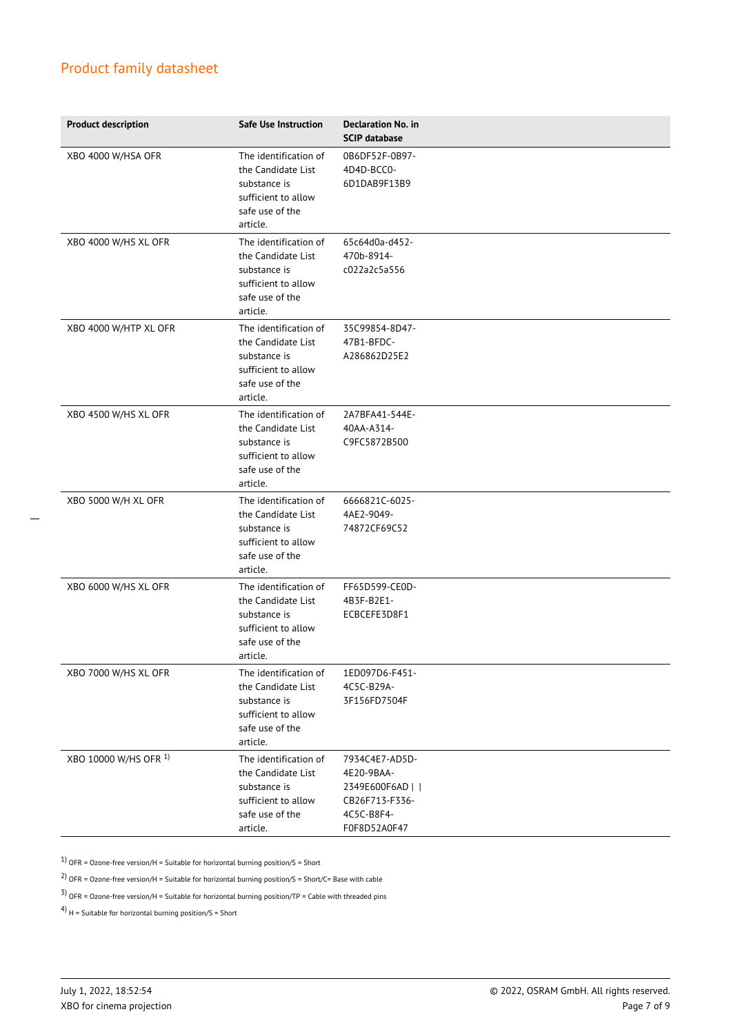## Product family datasheet

| Product description | Safe Use Instruction | Declaration No. in SCIP database |
|---|---|---|
| XBO 4000 W/HSA OFR | The identification of the Candidate List substance is sufficient to allow safe use of the article. | 0B6DF52F-0B97-4D4D-BCC0-6D1DAB9F13B9 |
| XBO 4000 W/HS XL OFR | The identification of the Candidate List substance is sufficient to allow safe use of the article. | 65c64d0a-d452-470b-8914-c022a2c5a556 |
| XBO 4000 W/HTP XL OFR | The identification of the Candidate List substance is sufficient to allow safe use of the article. | 35C99854-8D47-47B1-BFDC-A286862D25E2 |
| XBO 4500 W/HS XL OFR | The identification of the Candidate List substance is sufficient to allow safe use of the article. | 2A7BFA41-544E-40AA-A314-C9FC5872B500 |
| XBO 5000 W/H XL OFR | The identification of the Candidate List substance is sufficient to allow safe use of the article. | 6666821C-6025-4AE2-9049-74872CF69C52 |
| XBO 6000 W/HS XL OFR | The identification of the Candidate List substance is sufficient to allow safe use of the article. | FF65D599-CE0D-4B3F-B2E1-ECBCEFE3D8F1 |
| XBO 7000 W/HS XL OFR | The identification of the Candidate List substance is sufficient to allow safe use of the article. | 1ED097D6-F451-4C5C-B29A-3F156FD7504F |
| XBO 10000 W/HS OFR [1] | The identification of the Candidate List substance is sufficient to allow safe use of the article. | 7934C4E7-AD5D-4E20-9BAA-2349E600F6AD \| \| CB26F713-F336-4C5C-B8F4-F0F8D52A0F47 |

[1] OFR = Ozone-free version/H = Suitable for horizontal burning position/S = Short

[2] OFR = Ozone-free version/H = Suitable for horizontal burning position/S = Short/C= Base with cable

[3] OFR = Ozone-free version/H = Suitable for horizontal burning position/TP = Cable with threaded pins

[4] H = Suitable for horizontal burning position/S = Short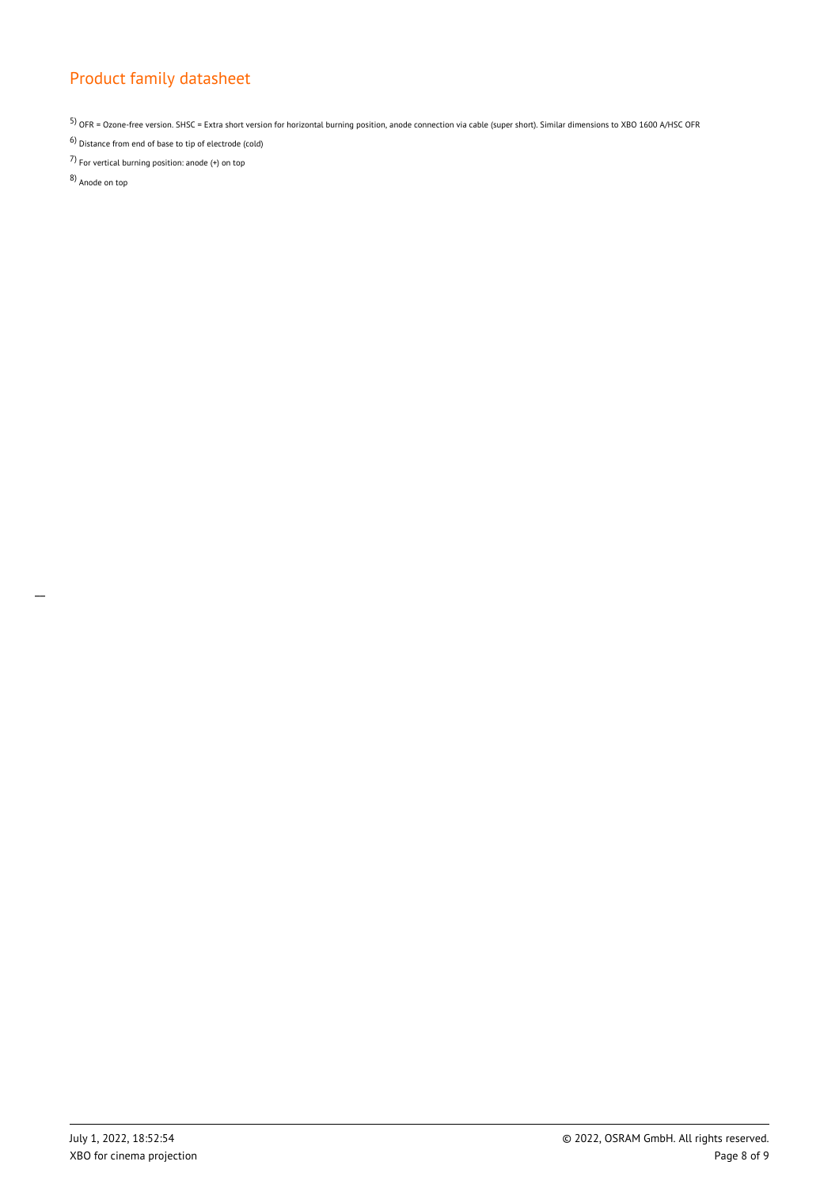5) OFR = Ozone-free version. SHSC = Extra short version for horizontal burning position, anode connection via cable (super short). Similar dimensions to XBO 1600 A/HSC OFR

6) Distance from end of base to tip of electrode (cold)

7) For vertical burning position: anode (+) on top

8) Anode on top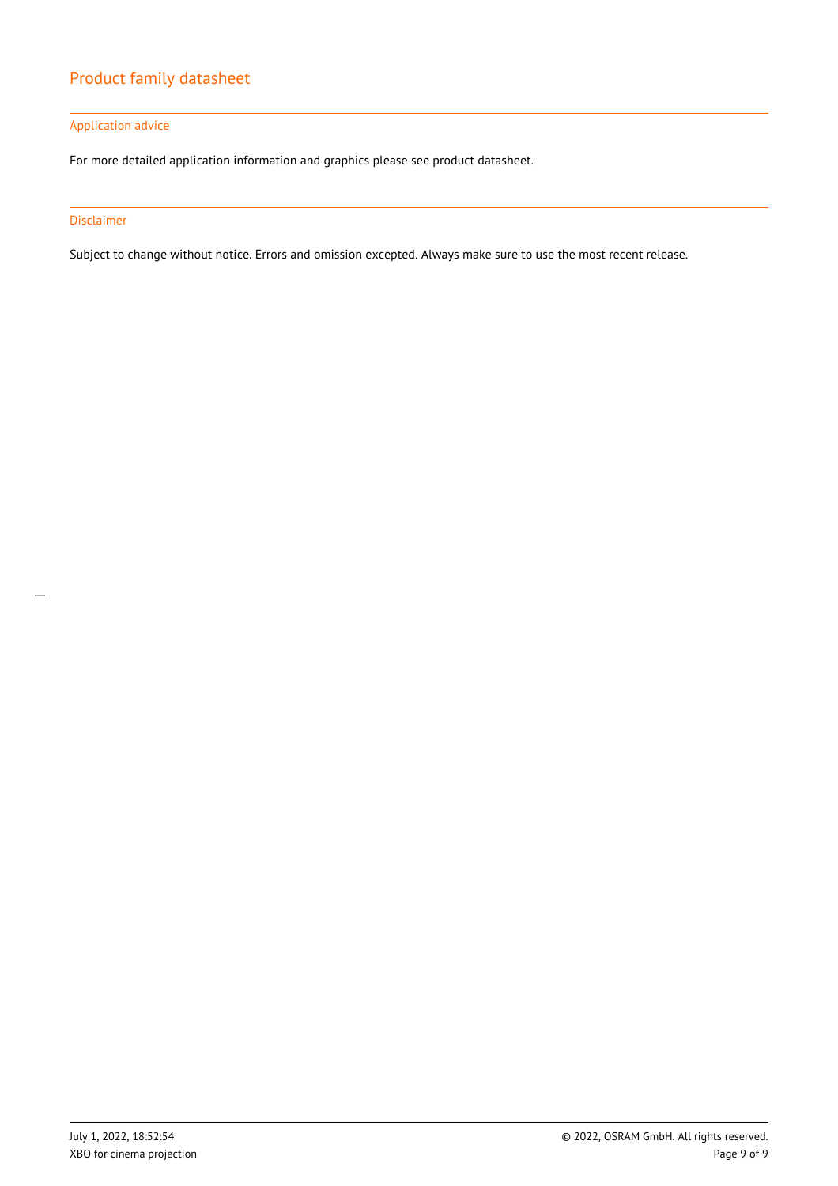## Application advice

For more detailed application information and graphics please see product datasheet.

## Disclaimer

Subject to change without notice. Errors and omission excepted. Always make sure to use the most recent release.